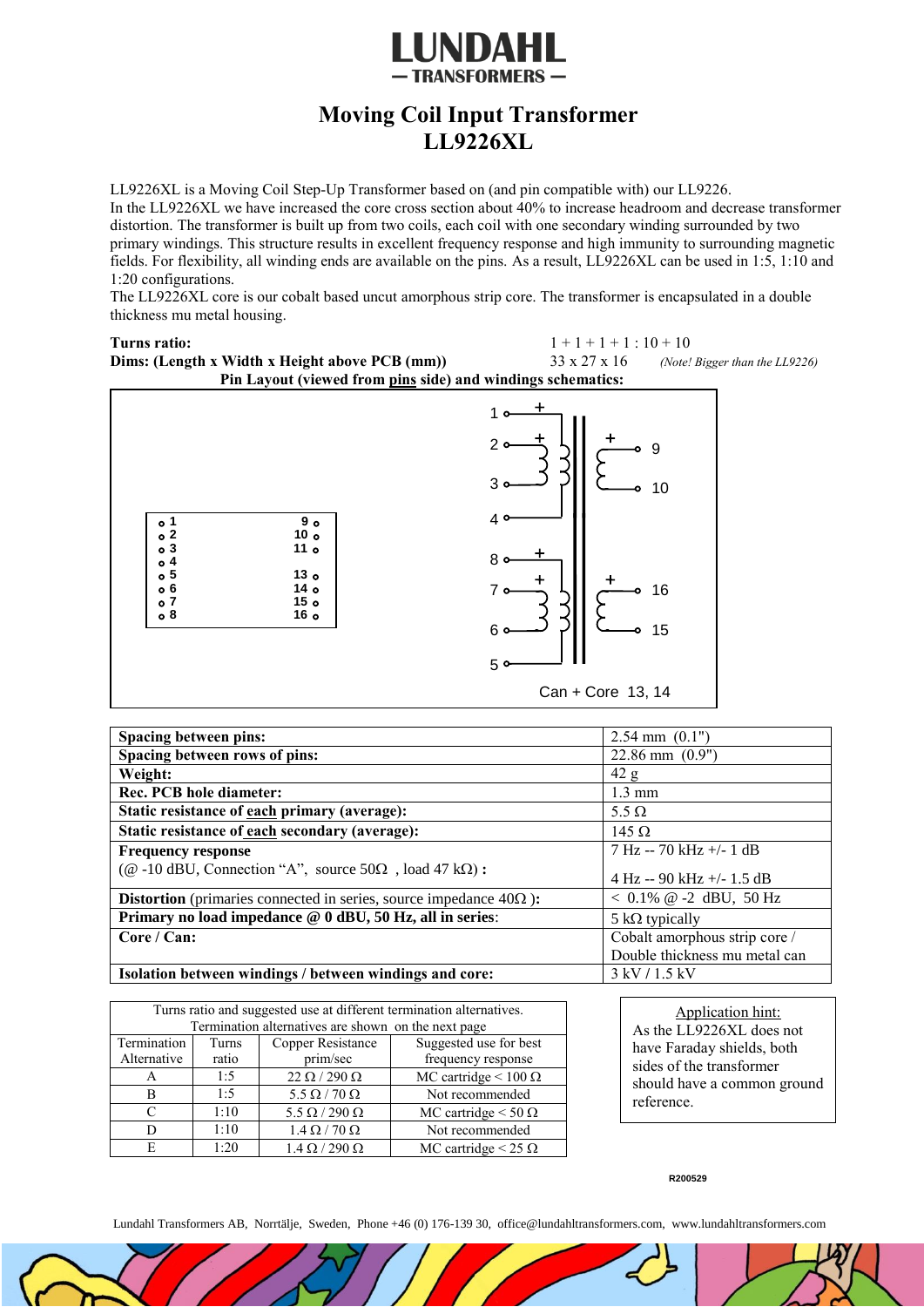LUNDAHL
— TRANSFORMERS —

# Moving Coil Input Transformer
# LL9226XL

LL9226XL is a Moving Coil Step-Up Transformer based on (and pin compatible with) our LL9226.
In the LL9226XL we have increased the core cross section about 40% to increase headroom and decrease transformer distortion. The transformer is built up from two coils, each coil with one secondary winding surrounded by two primary windings. This structure results in excellent frequency response and high immunity to surrounding magnetic fields. For flexibility, all winding ends are available on the pins. As a result, LL9226XL can be used in 1:5, 1:10 and 1:20 configurations.
The LL9226XL core is our cobalt based uncut amorphous strip core. The transformer is encapsulated in a double thickness mu metal housing.

**Turns ratio:** 1 + 1 + 1 + 1 : 10 + 10

**Dims: (Length x Width x Height above PCB (mm))** 33 x 27 x 16 *(Note! Bigger than the LL9226)*

**Pin Layout (viewed from pins side) and windings schematics:**

Pins: 1, 2, 3, 4, 5, 6, 7, 8 / 9, 10, 11, 13, 14, 15, 16

Can + Core 13, 14

| | |
|---|---|
| **Spacing between pins:** | 2.54 mm (0.1") |
| **Spacing between rows of pins:** | 22.86 mm (0.9") |
| **Weight:** | 42 g |
| **Rec. PCB hole diameter:** | 1.3 mm |
| **Static resistance of each primary (average):** | 5.5 Ω |
| **Static resistance of each secondary (average):** | 145 Ω |
| **Frequency response** (@ -10 dBU, Connection "A", source 50Ω , load 47 kΩ) **:** | 7 Hz -- 70 kHz +/- 1 dB<br>4 Hz -- 90 kHz +/- 1.5 dB |
| **Distortion** (primaries connected in series, source impedance 40Ω ): | < 0.1% @ -2 dBU, 50 Hz |
| **Primary no load impedance @ 0 dBU, 50 Hz, all in series**: | 5 kΩ typically |
| **Core / Can:** | Cobalt amorphous strip core / Double thickness mu metal can |
| **Isolation between windings / between windings and core:** | 3 kV / 1.5 kV |

Turns ratio and suggested use at different termination alternatives. Termination alternatives are shown on the next page

| Termination Alternative | Turns ratio | Copper Resistance prim/sec | Suggested use for best frequency response |
|---|---|---|---|
| A | 1:5 | 22 Ω / 290 Ω | MC cartridge < 100 Ω |
| B | 1:5 | 5.5 Ω / 70 Ω | Not recommended |
| C | 1:10 | 5.5 Ω / 290 Ω | MC cartridge < 50 Ω |
| D | 1:10 | 1.4 Ω / 70 Ω | Not recommended |
| E | 1:20 | 1.4 Ω / 290 Ω | MC cartridge < 25 Ω |

Application hint:
As the LL9226XL does not have Faraday shields, both sides of the transformer should have a common ground reference.

R200529

Lundahl Transformers AB, Norrtälje, Sweden, Phone +46 (0) 176-139 30, office@lundahltransformers.com, www.lundahltransformers.com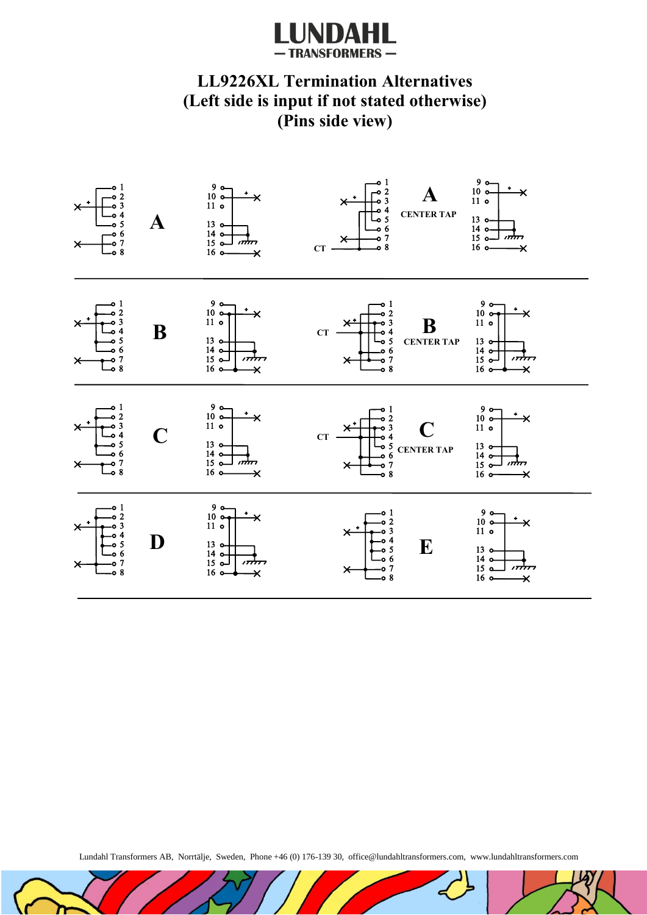# LUNDAHL
— TRANSFORMERS —

## LL9226XL Termination Alternatives
## (Left side is input if not stated otherwise)
## (Pins side view)

A

1 2 3 4 5 6 7 8

9 10 11 13 14 15 16

A CENTER TAP

CT

1 2 3 4 5 6 7 8

9 10 11 13 14 15 16

B

1 2 3 4 5 6 7 8

9 10 11 13 14 15 16

B CENTER TAP

CT

1 2 3 4 5 6 7 8

9 10 11 13 14 15 16

C

1 2 3 4 5 6 7 8

9 10 11 13 14 15 16

C CENTER TAP

CT

1 2 3 4 5 6 7 8

9 10 11 13 14 15 16

D

1 2 3 4 5 6 7 8

9 10 11 13 14 15 16

E

1 2 3 4 5 6 7 8

9 10 11 13 14 15 16

Lundahl Transformers AB, Norrtälje, Sweden, Phone +46 (0) 176-139 30, office@lundahltransformers.com, www.lundahltransformers.com